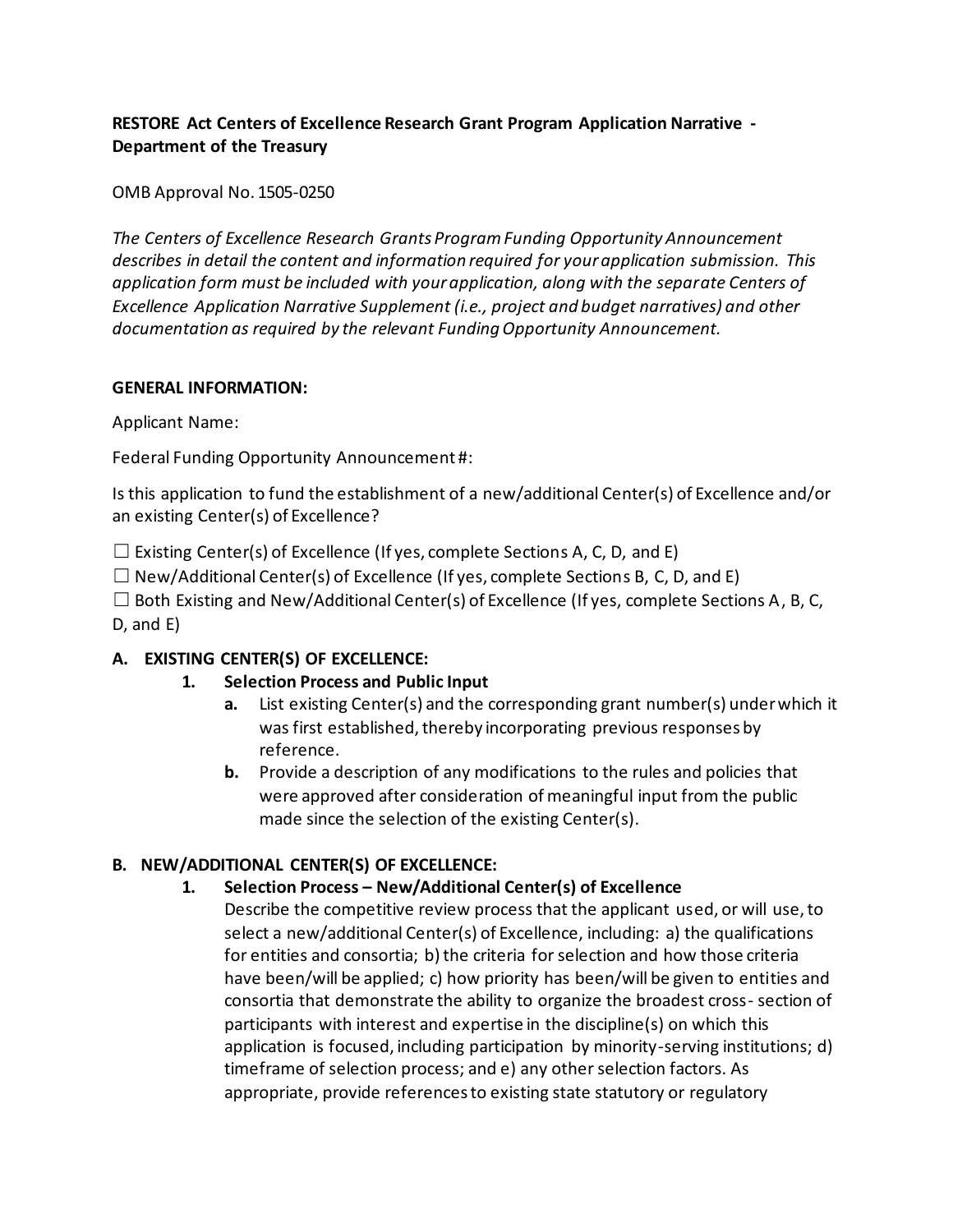**RESTORE Act Centers of Excellence Research Grant Program Application Narrative - Department of the Treasury**

OMB Approval No. 1505-0250

*The Centers of Excellence Research Grants Program Funding Opportunity Announcement describes in detail the content and information required for your application submission. This application form must be included with your application, along with the separate Centers of Excellence Application Narrative Supplement (i.e., project and budget narratives) and other documentation as required by the relevant Funding Opportunity Announcement.*

**GENERAL INFORMATION:**

Applicant Name:

Federal Funding Opportunity Announcement #:

Is this application to fund the establishment of a new/additional Center(s) of Excellence and/or an existing Center(s) of Excellence?

☐ Existing Center(s) of Excellence (If yes, complete Sections A, C, D, and E)
☐ New/Additional Center(s) of Excellence (If yes, complete Sections B, C, D, and E)
☐ Both Existing and New/Additional Center(s) of Excellence (If yes, complete Sections A, B, C, D, and E)

**A. EXISTING CENTER(S) OF EXCELLENCE:**

1. **Selection Process and Public Input**
   - **a.** List existing Center(s) and the corresponding grant number(s) under which it was first established, thereby incorporating previous responses by reference.
   - **b.** Provide a description of any modifications to the rules and policies that were approved after consideration of meaningful input from the public made since the selection of the existing Center(s).

**B. NEW/ADDITIONAL CENTER(S) OF EXCELLENCE:**

1. **Selection Process – New/Additional Center(s) of Excellence**
   Describe the competitive review process that the applicant used, or will use, to select a new/additional Center(s) of Excellence, including: a) the qualifications for entities and consortia; b) the criteria for selection and how those criteria have been/will be applied; c) how priority has been/will be given to entities and consortia that demonstrate the ability to organize the broadest cross- section of participants with interest and expertise in the discipline(s) on which this application is focused, including participation by minority-serving institutions; d) timeframe of selection process; and e) any other selection factors. As appropriate, provide references to existing state statutory or regulatory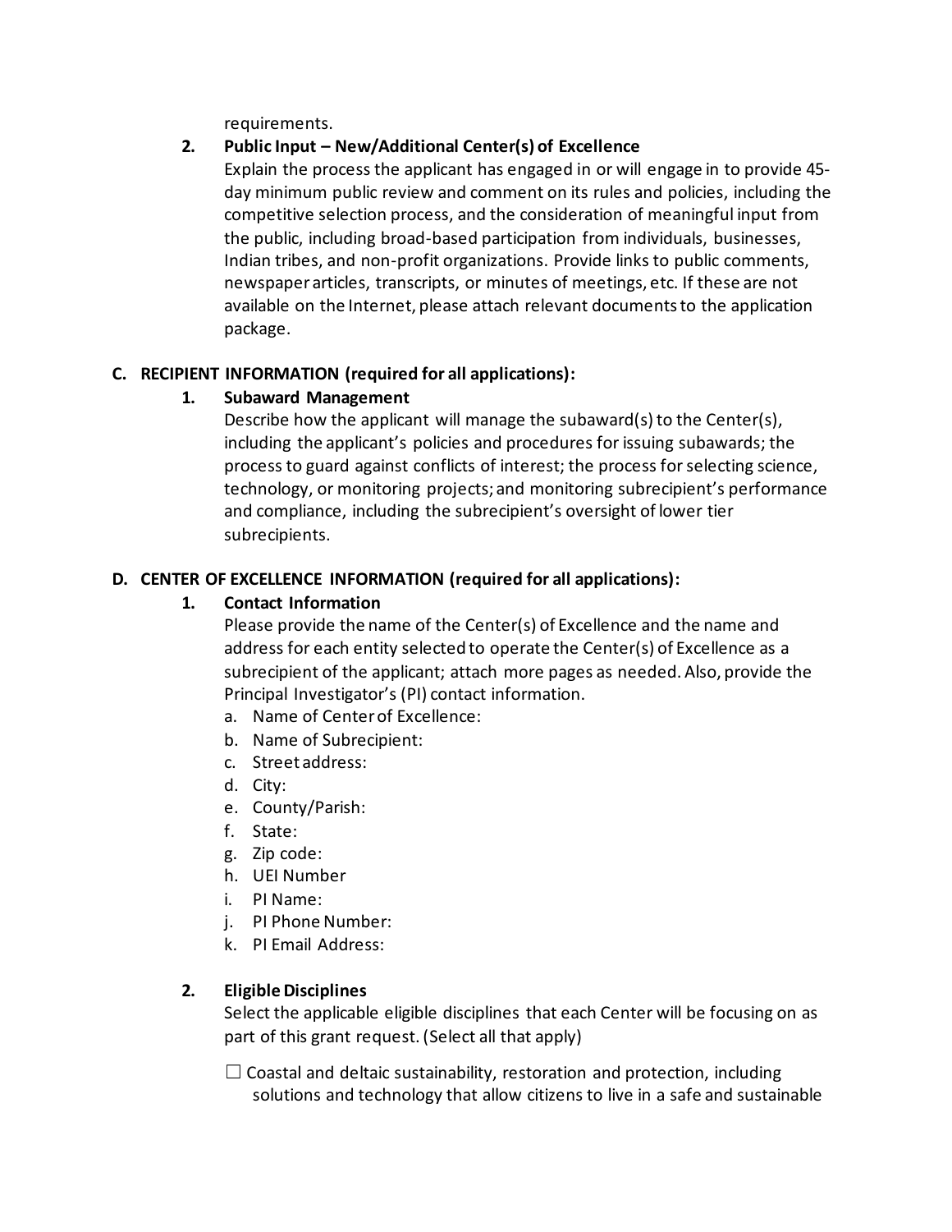requirements.

2. **Public Input – New/Additional Center(s) of Excellence**
   Explain the process the applicant has engaged in or will engage in to provide 45-day minimum public review and comment on its rules and policies, including the competitive selection process, and the consideration of meaningful input from the public, including broad-based participation from individuals, businesses, Indian tribes, and non-profit organizations. Provide links to public comments, newspaper articles, transcripts, or minutes of meetings, etc. If these are not available on the Internet, please attach relevant documents to the application package.

**C. RECIPIENT INFORMATION (required for all applications):**

1. **Subaward Management**
   Describe how the applicant will manage the subaward(s) to the Center(s), including the applicant's policies and procedures for issuing subawards; the process to guard against conflicts of interest; the process for selecting science, technology, or monitoring projects; and monitoring subrecipient's performance and compliance, including the subrecipient's oversight of lower tier subrecipients.

**D. CENTER OF EXCELLENCE INFORMATION (required for all applications):**

1. **Contact Information**
   Please provide the name of the Center(s) of Excellence and the name and address for each entity selected to operate the Center(s) of Excellence as a subrecipient of the applicant; attach more pages as needed. Also, provide the Principal Investigator's (PI) contact information.
   a. Name of Center of Excellence:
   b. Name of Subrecipient:
   c. Street address:
   d. City:
   e. County/Parish:
   f. State:
   g. Zip code:
   h. UEI Number
   i. PI Name:
   j. PI Phone Number:
   k. PI Email Address:

2. **Eligible Disciplines**
   Select the applicable eligible disciplines that each Center will be focusing on as part of this grant request. (Select all that apply)

   ☐ Coastal and deltaic sustainability, restoration and protection, including solutions and technology that allow citizens to live in a safe and sustainable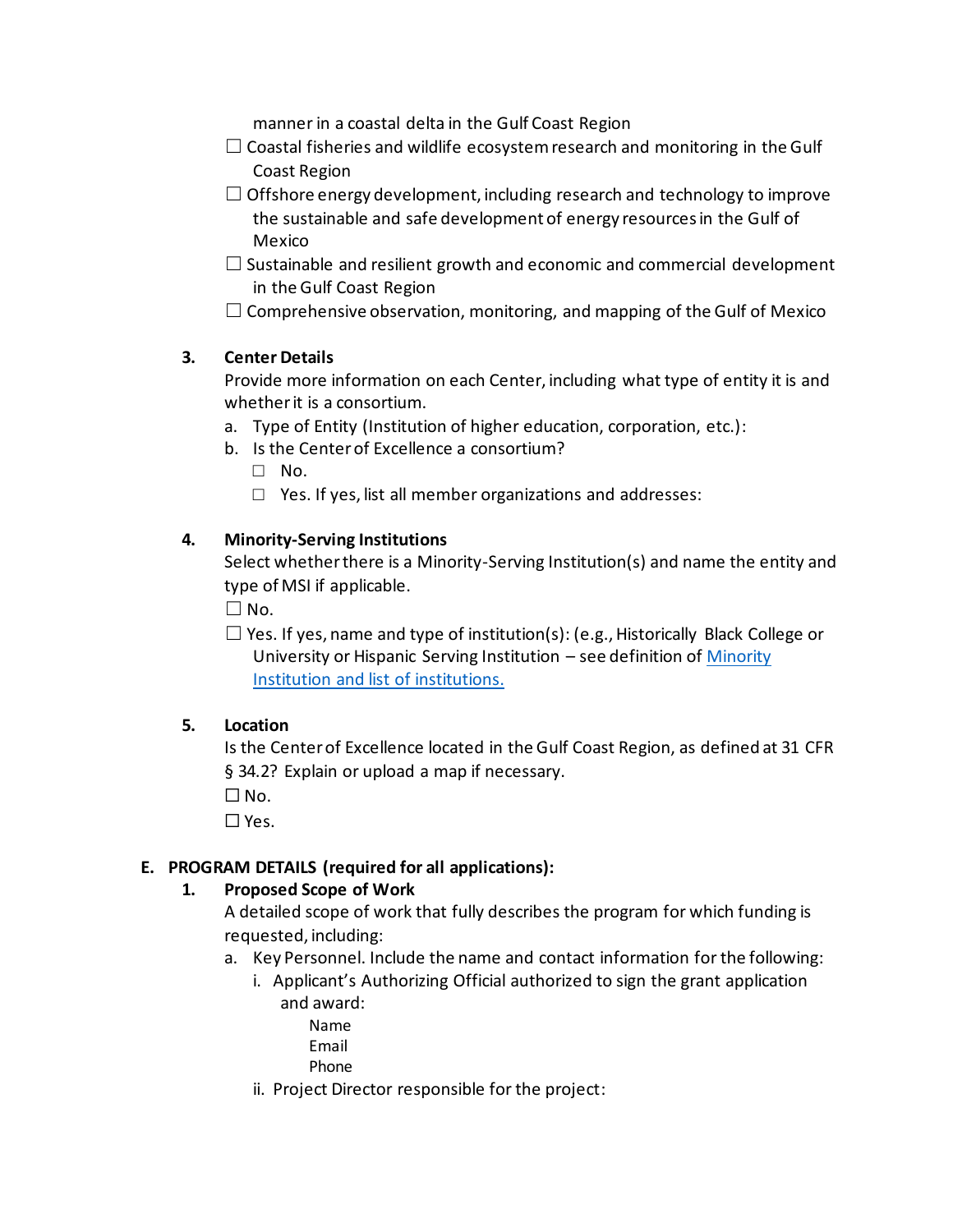manner in a coastal delta in the Gulf Coast Region

☐ Coastal fisheries and wildlife ecosystem research and monitoring in the Gulf Coast Region

☐ Offshore energy development, including research and technology to improve the sustainable and safe development of energy resources in the Gulf of Mexico

☐ Sustainable and resilient growth and economic and commercial development in the Gulf Coast Region

☐ Comprehensive observation, monitoring, and mapping of the Gulf of Mexico

**3. Center Details**

Provide more information on each Center, including what type of entity it is and whether it is a consortium.

a. Type of Entity (Institution of higher education, corporation, etc.):

b. Is the Center of Excellence a consortium?

☐ No.

☐ Yes. If yes, list all member organizations and addresses:

**4. Minority-Serving Institutions**

Select whether there is a Minority-Serving Institution(s) and name the entity and type of MSI if applicable.

☐ No.

☐ Yes. If yes, name and type of institution(s): (e.g., Historically Black College or University or Hispanic Serving Institution – see definition of Minority Institution and list of institutions.

**5. Location**

Is the Center of Excellence located in the Gulf Coast Region, as defined at 31 CFR § 34.2? Explain or upload a map if necessary.

☐ No.

☐ Yes.

**E. PROGRAM DETAILS (required for all applications):**

**1. Proposed Scope of Work**

A detailed scope of work that fully describes the program for which funding is requested, including:

a. Key Personnel. Include the name and contact information for the following:

i. Applicant's Authorizing Official authorized to sign the grant application and award:

Name
Email
Phone

ii. Project Director responsible for the project: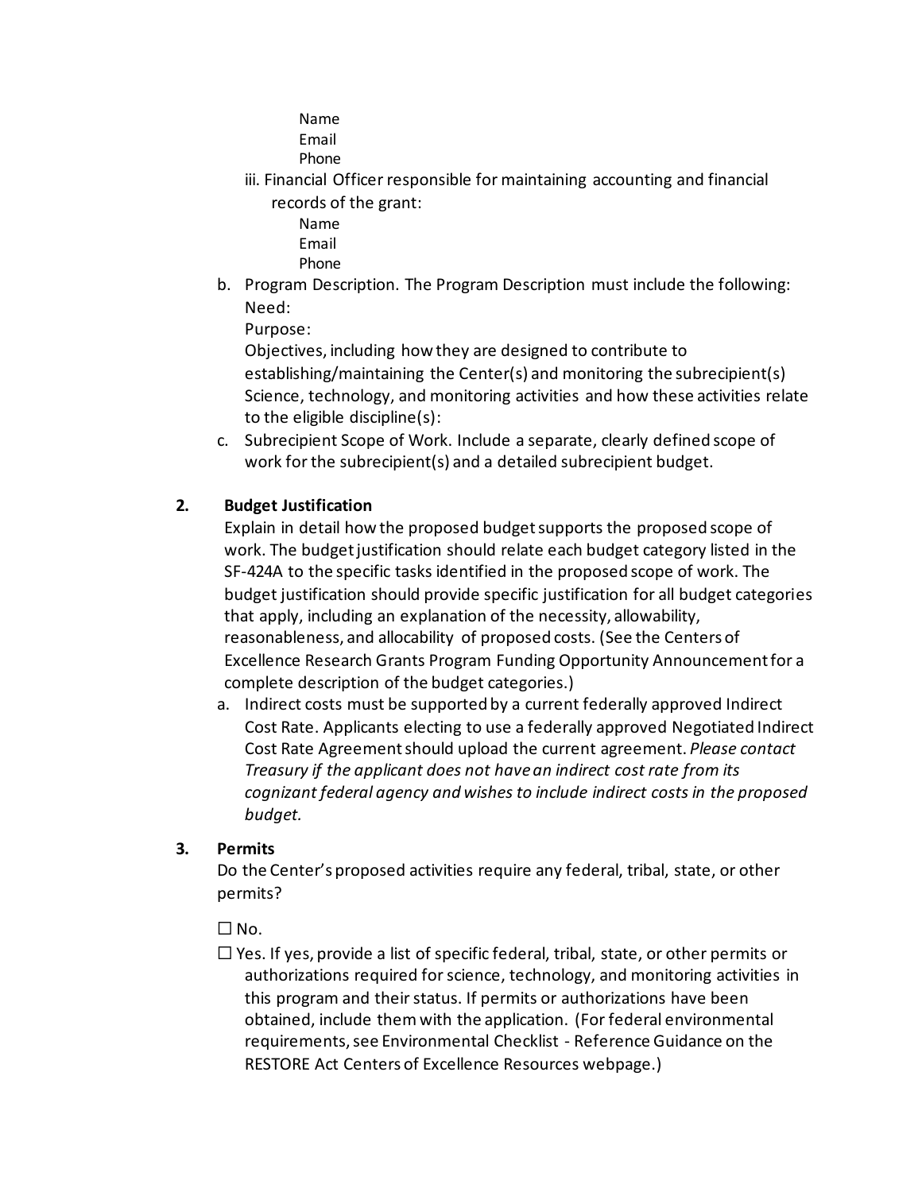Name
Email
Phone

iii. Financial Officer responsible for maintaining accounting and financial records of the grant:

Name
Email
Phone

b. Program Description. The Program Description must include the following:
   Need:
   Purpose:
   Objectives, including how they are designed to contribute to establishing/maintaining the Center(s) and monitoring the subrecipient(s) Science, technology, and monitoring activities and how these activities relate to the eligible discipline(s):

c. Subrecipient Scope of Work. Include a separate, clearly defined scope of work for the subrecipient(s) and a detailed subrecipient budget.

**2. Budget Justification**

Explain in detail how the proposed budget supports the proposed scope of work. The budget justification should relate each budget category listed in the SF-424A to the specific tasks identified in the proposed scope of work. The budget justification should provide specific justification for all budget categories that apply, including an explanation of the necessity, allowability, reasonableness, and allocability of proposed costs. (See the Centers of Excellence Research Grants Program Funding Opportunity Announcement for a complete description of the budget categories.)

a. Indirect costs must be supported by a current federally approved Indirect Cost Rate. Applicants electing to use a federally approved Negotiated Indirect Cost Rate Agreement should upload the current agreement. *Please contact Treasury if the applicant does not have an indirect cost rate from its cognizant federal agency and wishes to include indirect costs in the proposed budget.*

**3. Permits**

Do the Center's proposed activities require any federal, tribal, state, or other permits?

☐ No.

☐ Yes. If yes, provide a list of specific federal, tribal, state, or other permits or authorizations required for science, technology, and monitoring activities in this program and their status. If permits or authorizations have been obtained, include them with the application. (For federal environmental requirements, see Environmental Checklist - Reference Guidance on the RESTORE Act Centers of Excellence Resources webpage.)